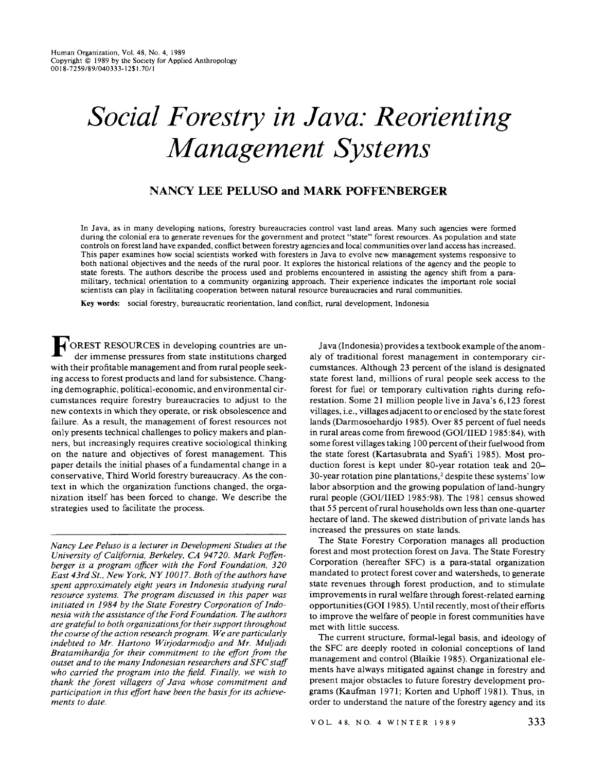Human Organization, Vol. 48, No. 4, 1989
Copyright © 1989 by the Society for Applied Anthropology
0018-7259/89/040333-12$1.70/1

# *Social Forestry in Java: Reorienting Management Systems*

## NANCY LEE PELUSO and MARK POFFENBERGER

In Java, as in many developing nations, forestry bureaucracies control vast land areas. Many such agencies were formed during the colonial era to generate revenues for the government and protect "state" forest resources. As population and state controls on forest land have expanded, conflict between forestry agencies and local communities over land access has increased. This paper examines how social scientists worked with foresters in Java to evolve new management systems responsive to both national objectives and the needs of the rural poor. It explores the historical relations of the agency and the people to state forests. The authors describe the process used and problems encountered in assisting the agency shift from a para-military, technical orientation to a community organizing approach. Their experience indicates the important role social scientists can play in facilitating cooperation between natural resource bureaucracies and rural communities.

**Key words:** social forestry, bureaucratic reorientation, land conflict, rural development, Indonesia

FOREST RESOURCES in developing countries are under immense pressures from state institutions charged with their profitable management and from rural people seeking access to forest products and land for subsistence. Changing demographic, political-economic, and environmental circumstances require forestry bureaucracies to adjust to the new contexts in which they operate, or risk obsolescence and failure. As a result, the management of forest resources not only presents technical challenges to policy makers and planners, but increasingly requires creative sociological thinking on the nature and objectives of forest management. This paper details the initial phases of a fundamental change in a conservative, Third World forestry bureaucracy. As the context in which the organization functions changed, the organization itself has been forced to change. We describe the strategies used to facilitate the process.

*Nancy Lee Peluso is a lecturer in Development Studies at the University of California, Berkeley, CA 94720. Mark Poffenberger is a program officer with the Ford Foundation, 320 East 43rd St., New York, NY 10017. Both of the authors have spent approximately eight years in Indonesia studying rural resource systems. The program discussed in this paper was initiated in 1984 by the State Forestry Corporation of Indonesia with the assistance of the Ford Foundation. The authors are grateful to both organizations for their support throughout the course of the action research program. We are particularly indebted to Mr. Hartono Wirjodarmodjo and Mr. Muljadi Bratamihardja for their commitment to the effort from the outset and to the many Indonesian researchers and SFC staff who carried the program into the field. Finally, we wish to thank the forest villagers of Java whose commitment and participation in this effort have been the basis for its achievements to date.*

Java (Indonesia) provides a textbook example of the anomaly of traditional forest management in contemporary circumstances. Although 23 percent of the island is designated state forest land, millions of rural people seek access to the forest for fuel or temporary cultivation rights during reforestation. Some 21 million people live in Java's 6,123 forest villages, i.e., villages adjacent to or enclosed by the state forest lands (Darmosoehardjo 1985). Over 85 percent of fuel needs in rural areas come from firewood (GOI/IIED 1985:84), with some forest villages taking 100 percent of their fuelwood from the state forest (Kartasubrata and Syafi'i 1985). Most production forest is kept under 80-year rotation teak and 20–30-year rotation pine plantations,[2] despite these systems' low labor absorption and the growing population of land-hungry rural people (GOI/IIED 1985:98). The 1981 census showed that 55 percent of rural households own less than one-quarter hectare of land. The skewed distribution of private lands has increased the pressures on state lands.

The State Forestry Corporation manages all production forest and most protection forest on Java. The State Forestry Corporation (hereafter SFC) is a para-statal organization mandated to protect forest cover and watersheds, to generate state revenues through forest production, and to stimulate improvements in rural welfare through forest-related earning opportunities (GOI 1985). Until recently, most of their efforts to improve the welfare of people in forest communities have met with little success.

The current structure, formal-legal basis, and ideology of the SFC are deeply rooted in colonial conceptions of land management and control (Blaikie 1985). Organizational elements have always mitigated against change in forestry and present major obstacles to future forestry development programs (Kaufman 1971; Korten and Uphoff 1981). Thus, in order to understand the nature of the forestry agency and its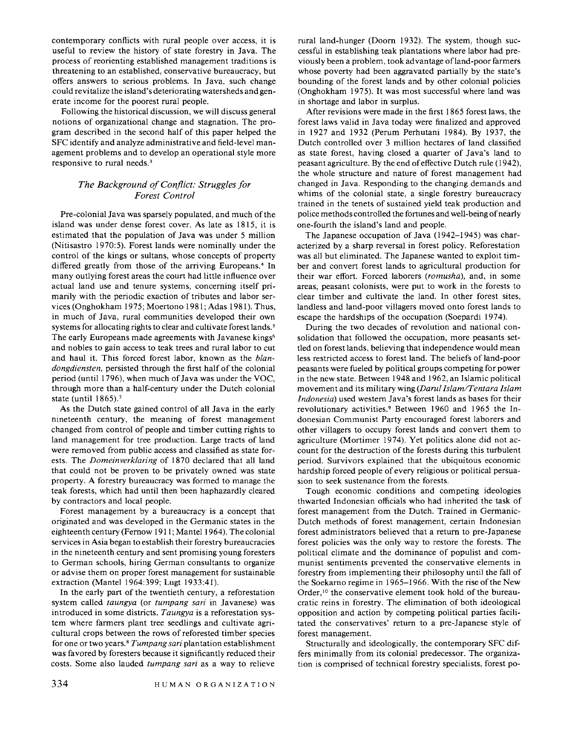contemporary conflicts with rural people over access, it is useful to review the history of state forestry in Java. The process of reorienting established management traditions is threatening to an established, conservative bureaucracy, but offers answers to serious problems. In Java, such change could revitalize the island's deteriorating watersheds and generate income for the poorest rural people.

Following the historical discussion, we will discuss general notions of organizational change and stagnation. The program described in the second half of this paper helped the SFC identify and analyze administrative and field-level management problems and to develop an operational style more responsive to rural needs.[3]

## *The Background of Conflict: Struggles for Forest Control*

Pre-colonial Java was sparsely populated, and much of the island was under dense forest cover. As late as 1815, it is estimated that the population of Java was under 5 million (Nitisastro 1970:5). Forest lands were nominally under the control of the kings or sultans, whose concepts of property differed greatly from those of the arriving Europeans.[4] In many outlying forest areas the court had little influence over actual land use and tenure systems, concerning itself primarily with the periodic exaction of tributes and labor services (Onghokham 1975; Moertono 1981; Adas 1981). Thus, in much of Java, rural communities developed their own systems for allocating rights to clear and cultivate forest lands.[5] The early Europeans made agreements with Javanese kings[6] and nobles to gain access to teak trees and rural labor to cut and haul it. This forced forest labor, known as the *blandongdiensten,* persisted through the first half of the colonial period (until 1796), when much of Java was under the VOC, through more than a half-century under the Dutch colonial state (until 1865).[7]

As the Dutch state gained control of all Java in the early nineteenth century, the meaning of forest management changed from control of people and timber cutting rights to land management for tree production. Large tracts of land were removed from public access and classified as state forests. The *Domeinverklaring* of 1870 declared that all land that could not be proven to be privately owned was state property. A forestry bureaucracy was formed to manage the teak forests, which had until then been haphazardly cleared by contractors and local people.

Forest management by a bureaucracy is a concept that originated and was developed in the Germanic states in the eighteenth century (Fernow 1911; Mantel 1964). The colonial services in Asia began to establish their forestry bureaucracies in the nineteenth century and sent promising young foresters to German schools, hiring German consultants to organize or advise them on proper forest management for sustainable extraction (Mantel 1964:399; Lugt 1933:41).

In the early part of the twentieth century, a reforestation system called *taungya* (or *tumpang sari* in Javanese) was introduced in some districts. *Taungya* is a reforestation system where farmers plant tree seedlings and cultivate agricultural crops between the rows of reforested timber species for one or two years.[8] *Tumpang sari* plantation establishment was favored by foresters because it significantly reduced their costs. Some also lauded *tumpang sari* as a way to relieve rural land-hunger (Doorn 1932). The system, though successful in establishing teak plantations where labor had previously been a problem, took advantage of land-poor farmers whose poverty had been aggravated partially by the state's bounding of the forest lands and by other colonial policies (Onghokham 1975). It was most successful where land was in shortage and labor in surplus.

After revisions were made in the first 1865 forest laws, the forest laws valid in Java today were finalized and approved in 1927 and 1932 (Perum Perhutani 1984). By 1937, the Dutch controlled over 3 million hectares of land classified as state forest, having closed a quarter of Java's land to peasant agriculture. By the end of effective Dutch rule (1942), the whole structure and nature of forest management had changed in Java. Responding to the changing demands and whims of the colonial state, a single forestry bureaucracy trained in the tenets of sustained yield teak production and police methods controlled the fortunes and well-being of nearly one-fourth the island's land and people.

The Japanese occupation of Java (1942–1945) was characterized by a sharp reversal in forest policy. Reforestation was all but eliminated. The Japanese wanted to exploit timber and convert forest lands to agricultural production for their war effort. Forced laborers (*romusha*), and, in some areas, peasant colonists, were put to work in the forests to clear timber and cultivate the land. In other forest sites, landless and land-poor villagers moved onto forest lands to escape the hardships of the occupation (Soepardi 1974).

During the two decades of revolution and national consolidation that followed the occupation, more peasants settled on forest lands, believing that independence would mean less restricted access to forest land. The beliefs of land-poor peasants were fueled by political groups competing for power in the new state. Between 1948 and 1962, an Islamic political movement and its military wing (*Darul Islam/Tentara Islam Indonesia*) used western Java's forest lands as bases for their revolutionary activities.[9] Between 1960 and 1965 the Indonesian Communist Party encouraged forest laborers and other villagers to occupy forest lands and convert them to agriculture (Mortimer 1974). Yet politics alone did not account for the destruction of the forests during this turbulent period. Survivors explained that the ubiquitous economic hardship forced people of every religious or political persuasion to seek sustenance from the forests.

Tough economic conditions and competing ideologies thwarted Indonesian officials who had inherited the task of forest management from the Dutch. Trained in Germanic-Dutch methods of forest management, certain Indonesian forest administrators believed that a return to pre-Japanese forest policies was the only way to restore the forests. The political climate and the dominance of populist and communist sentiments prevented the conservative elements in forestry from implementing their philosophy until the fall of the Soekarno regime in 1965–1966. With the rise of the New Order,[10] the conservative element took hold of the bureaucratic reins in forestry. The elimination of both ideological opposition and action by competing political parties facilitated the conservatives' return to a pre-Japanese style of forest management.

Structurally and ideologically, the contemporary SFC differs minimally from its colonial predecessor. The organization is comprised of technical forestry specialists, forest po-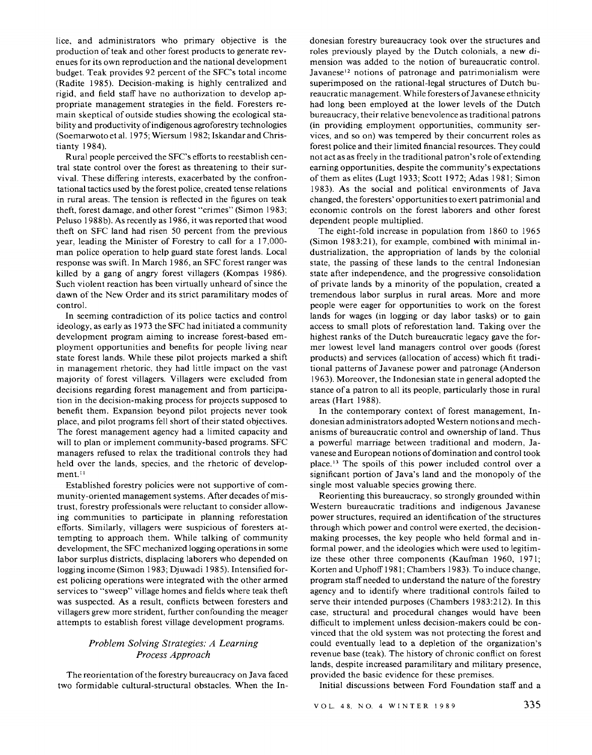lice, and administrators who primary objective is the production of teak and other forest products to generate revenues for its own reproduction and the national development budget. Teak provides 92 percent of the SFC's total income (Radite 1985). Decision-making is highly centralized and rigid, and field staff have no authorization to develop appropriate management strategies in the field. Foresters remain skeptical of outside studies showing the ecological stability and productivity of indigenous agroforestry technologies (Soemarwoto et al. 1975; Wiersum 1982; Iskandar and Christianty 1984).

Rural people perceived the SFC's efforts to reestablish central state control over the forest as threatening to their survival. These differing interests, exacerbated by the confrontational tactics used by the forest police, created tense relations in rural areas. The tension is reflected in the figures on teak theft, forest damage, and other forest "crimes" (Simon 1983; Peluso 1988b). As recently as 1986, it was reported that wood theft on SFC land had risen 50 percent from the previous year, leading the Minister of Forestry to call for a 17,000-man police operation to help guard state forest lands. Local response was swift. In March 1986, an SFC forest ranger was killed by a gang of angry forest villagers (Kompas 1986). Such violent reaction has been virtually unheard of since the dawn of the New Order and its strict paramilitary modes of control.

In seeming contradiction of its police tactics and control ideology, as early as 1973 the SFC had initiated a community development program aiming to increase forest-based employment opportunities and benefits for people living near state forest lands. While these pilot projects marked a shift in management rhetoric, they had little impact on the vast majority of forest villagers. Villagers were excluded from decisions regarding forest management and from participation in the decision-making process for projects supposed to benefit them. Expansion beyond pilot projects never took place, and pilot programs fell short of their stated objectives. The forest management agency had a limited capacity and will to plan or implement community-based programs. SFC managers refused to relax the traditional controls they had held over the lands, species, and the rhetoric of development.[11]

Established forestry policies were not supportive of community-oriented management systems. After decades of mistrust, forestry professionals were reluctant to consider allowing communities to participate in planning reforestation efforts. Similarly, villagers were suspicious of foresters attempting to approach them. While talking of community development, the SFC mechanized logging operations in some labor surplus districts, displacing laborers who depended on logging income (Simon 1983; Djuwadi 1985). Intensified forest policing operations were integrated with the other armed services to "sweep" village homes and fields where teak theft was suspected. As a result, conflicts between foresters and villagers grew more strident, further confounding the meager attempts to establish forest village development programs.

### *Problem Solving Strategies: A Learning Process Approach*

The reorientation of the forestry bureaucracy on Java faced two formidable cultural-structural obstacles. When the Indonesian forestry bureaucracy took over the structures and roles previously played by the Dutch colonials, a new dimension was added to the notion of bureaucratic control. Javanese[12] notions of patronage and patrimonialism were superimposed on the rational-legal structures of Dutch bureaucratic management. While foresters of Javanese ethnicity had long been employed at the lower levels of the Dutch bureaucracy, their relative benevolence as traditional patrons (in providing employment opportunities, community services, and so on) was tempered by their concurrent roles as forest police and their limited financial resources. They could not act as as freely in the traditional patron's role of extending earning opportunities, despite the community's expectations of them as elites (Lugt 1933; Scott 1972; Adas 1981; Simon 1983). As the social and political environments of Java changed, the foresters' opportunities to exert patrimonial and economic controls on the forest laborers and other forest dependent people multiplied.

The eight-fold increase in population from 1860 to 1965 (Simon 1983:21), for example, combined with minimal industrialization, the appropriation of lands by the colonial state, the passing of these lands to the central Indonesian state after independence, and the progressive consolidation of private lands by a minority of the population, created a tremendous labor surplus in rural areas. More and more people were eager for opportunities to work on the forest lands for wages (in logging or day labor tasks) or to gain access to small plots of reforestation land. Taking over the highest ranks of the Dutch bureaucratic legacy gave the former lowest level land managers control over goods (forest products) and services (allocation of access) which fit traditional patterns of Javanese power and patronage (Anderson 1963). Moreover, the Indonesian state in general adopted the stance of a patron to all its people, particularly those in rural areas (Hart 1988).

In the contemporary context of forest management, Indonesian administrators adopted Western notions and mechanisms of bureaucratic control and ownership of land. Thus a powerful marriage between traditional and modern, Javanese and European notions of domination and control took place.[13] The spoils of this power included control over a significant portion of Java's land and the monopoly of the single most valuable species growing there.

Reorienting this bureaucracy, so strongly grounded within Western bureaucratic traditions and indigenous Javanese power structures, required an identification of the structures through which power and control were exerted, the decision-making processes, the key people who held formal and informal power, and the ideologies which were used to legitimize these other three components (Kaufman 1960, 1971; Korten and Uphoff 1981; Chambers 1983). To induce change, program staff needed to understand the nature of the forestry agency and to identify where traditional controls failed to serve their intended purposes (Chambers 1983:212). In this case, structural and procedural changes would have been difficult to implement unless decision-makers could be convinced that the old system was not protecting the forest and could eventually lead to a depletion of the organization's revenue base (teak). The history of chronic conflict on forest lands, despite increased paramilitary and military presence, provided the basic evidence for these premises.

Initial discussions between Ford Foundation staff and a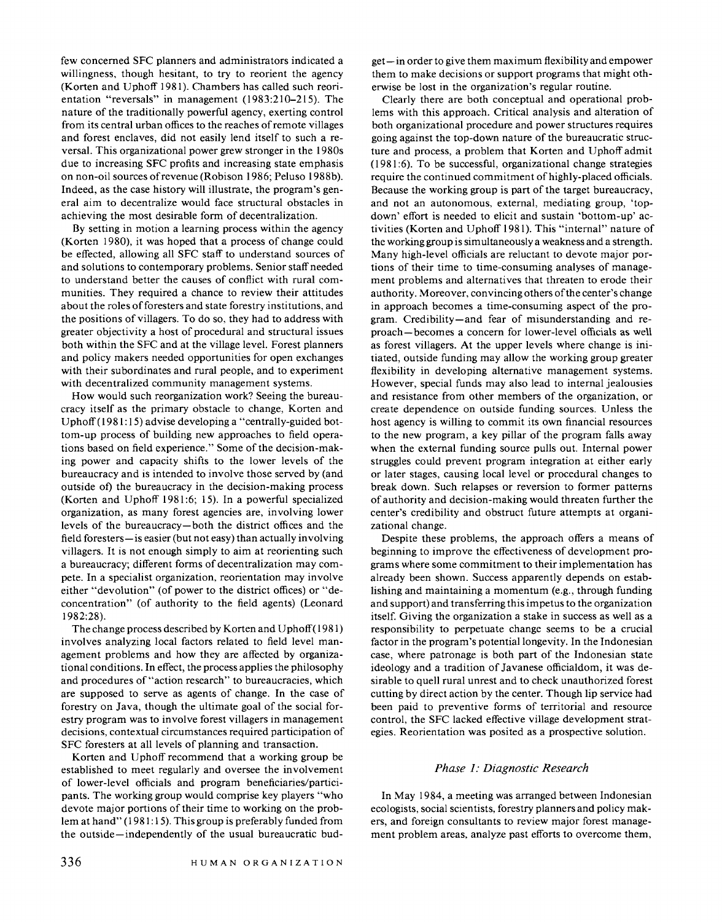few concerned SFC planners and administrators indicated a willingness, though hesitant, to try to reorient the agency (Korten and Uphoff 1981). Chambers has called such reorientation "reversals" in management (1983:210–215). The nature of the traditionally powerful agency, exerting control from its central urban offices to the reaches of remote villages and forest enclaves, did not easily lend itself to such a reversal. This organizational power grew stronger in the 1980s due to increasing SFC profits and increasing state emphasis on non-oil sources of revenue (Robison 1986; Peluso 1988b). Indeed, as the case history will illustrate, the program's general aim to decentralize would face structural obstacles in achieving the most desirable form of decentralization.

By setting in motion a learning process within the agency (Korten 1980), it was hoped that a process of change could be effected, allowing all SFC staff to understand sources of and solutions to contemporary problems. Senior staff needed to understand better the causes of conflict with rural communities. They required a chance to review their attitudes about the roles of foresters and state forestry institutions, and the positions of villagers. To do so, they had to address with greater objectivity a host of procedural and structural issues both within the SFC and at the village level. Forest planners and policy makers needed opportunities for open exchanges with their subordinates and rural people, and to experiment with decentralized community management systems.

How would such reorganization work? Seeing the bureaucracy itself as the primary obstacle to change, Korten and Uphoff (1981:15) advise developing a "centrally-guided bottom-up process of building new approaches to field operations based on field experience." Some of the decision-making power and capacity shifts to the lower levels of the bureaucracy and is intended to involve those served by (and outside of) the bureaucracy in the decision-making process (Korten and Uphoff 1981:6; 15). In a powerful specialized organization, as many forest agencies are, involving lower levels of the bureaucracy—both the district offices and the field foresters—is easier (but not easy) than actually involving villagers. It is not enough simply to aim at reorienting such a bureaucracy; different forms of decentralization may compete. In a specialist organization, reorientation may involve either "devolution" (of power to the district offices) or "deconcentration" (of authority to the field agents) (Leonard 1982:28).

The change process described by Korten and Uphoff (1981) involves analyzing local factors related to field level management problems and how they are affected by organizational conditions. In effect, the process applies the philosophy and procedures of "action research" to bureaucracies, which are supposed to serve as agents of change. In the case of forestry on Java, though the ultimate goal of the social forestry program was to involve forest villagers in management decisions, contextual circumstances required participation of SFC foresters at all levels of planning and transaction.

Korten and Uphoff recommend that a working group be established to meet regularly and oversee the involvement of lower-level officials and program beneficiaries/participants. The working group would comprise key players "who devote major portions of their time to working on the problem at hand" (1981:15). This group is preferably funded from the outside—independently of the usual bureaucratic budget—in order to give them maximum flexibility and empower them to make decisions or support programs that might otherwise be lost in the organization's regular routine.

Clearly there are both conceptual and operational problems with this approach. Critical analysis and alteration of both organizational procedure and power structures requires going against the top-down nature of the bureaucratic structure and process, a problem that Korten and Uphoff admit (1981:6). To be successful, organizational change strategies require the continued commitment of highly-placed officials. Because the working group is part of the target bureaucracy, and not an autonomous, external, mediating group, 'top-down' effort is needed to elicit and sustain 'bottom-up' activities (Korten and Uphoff 1981). This "internal" nature of the working group is simultaneously a weakness and a strength. Many high-level officials are reluctant to devote major portions of their time to time-consuming analyses of management problems and alternatives that threaten to erode their authority. Moreover, convincing others of the center's change in approach becomes a time-consuming aspect of the program. Credibility—and fear of misunderstanding and reproach—becomes a concern for lower-level officials as well as forest villagers. At the upper levels where change is initiated, outside funding may allow the working group greater flexibility in developing alternative management systems. However, special funds may also lead to internal jealousies and resistance from other members of the organization, or create dependence on outside funding sources. Unless the host agency is willing to commit its own financial resources to the new program, a key pillar of the program falls away when the external funding source pulls out. Internal power struggles could prevent program integration at either early or later stages, causing local level or procedural changes to break down. Such relapses or reversion to former patterns of authority and decision-making would threaten further the center's credibility and obstruct future attempts at organizational change.

Despite these problems, the approach offers a means of beginning to improve the effectiveness of development programs where some commitment to their implementation has already been shown. Success apparently depends on establishing and maintaining a momentum (e.g., through funding and support) and transferring this impetus to the organization itself. Giving the organization a stake in success as well as a responsibility to perpetuate change seems to be a crucial factor in the program's potential longevity. In the Indonesian case, where patronage is both part of the Indonesian state ideology and a tradition of Javanese officialdom, it was desirable to quell rural unrest and to check unauthorized forest cutting by direct action by the center. Though lip service had been paid to preventive forms of territorial and resource control, the SFC lacked effective village development strategies. Reorientation was posited as a prospective solution.

### *Phase 1: Diagnostic Research*

In May 1984, a meeting was arranged between Indonesian ecologists, social scientists, forestry planners and policy makers, and foreign consultants to review major forest management problem areas, analyze past efforts to overcome them,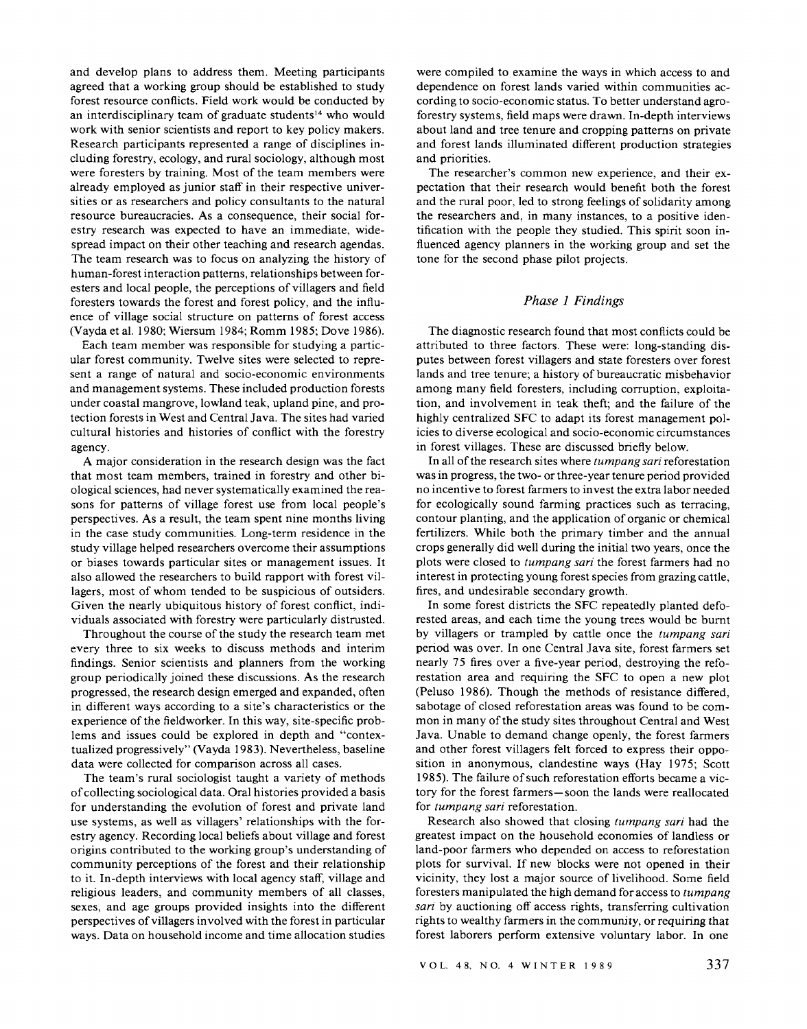and develop plans to address them. Meeting participants agreed that a working group should be established to study forest resource conflicts. Field work would be conducted by an interdisciplinary team of graduate students[14] who would work with senior scientists and report to key policy makers. Research participants represented a range of disciplines including forestry, ecology, and rural sociology, although most were foresters by training. Most of the team members were already employed as junior staff in their respective universities or as researchers and policy consultants to the natural resource bureaucracies. As a consequence, their social forestry research was expected to have an immediate, widespread impact on their other teaching and research agendas. The team research was to focus on analyzing the history of human-forest interaction patterns, relationships between foresters and local people, the perceptions of villagers and field foresters towards the forest and forest policy, and the influence of village social structure on patterns of forest access (Vayda et al. 1980; Wiersum 1984; Romm 1985; Dove 1986).

Each team member was responsible for studying a particular forest community. Twelve sites were selected to represent a range of natural and socio-economic environments and management systems. These included production forests under coastal mangrove, lowland teak, upland pine, and protection forests in West and Central Java. The sites had varied cultural histories and histories of conflict with the forestry agency.

A major consideration in the research design was the fact that most team members, trained in forestry and other biological sciences, had never systematically examined the reasons for patterns of village forest use from local people's perspectives. As a result, the team spent nine months living in the case study communities. Long-term residence in the study village helped researchers overcome their assumptions or biases towards particular sites or management issues. It also allowed the researchers to build rapport with forest villagers, most of whom tended to be suspicious of outsiders. Given the nearly ubiquitous history of forest conflict, individuals associated with forestry were particularly distrusted.

Throughout the course of the study the research team met every three to six weeks to discuss methods and interim findings. Senior scientists and planners from the working group periodically joined these discussions. As the research progressed, the research design emerged and expanded, often in different ways according to a site's characteristics or the experience of the fieldworker. In this way, site-specific problems and issues could be explored in depth and "contextualized progressively" (Vayda 1983). Nevertheless, baseline data were collected for comparison across all cases.

The team's rural sociologist taught a variety of methods of collecting sociological data. Oral histories provided a basis for understanding the evolution of forest and private land use systems, as well as villagers' relationships with the forestry agency. Recording local beliefs about village and forest origins contributed to the working group's understanding of community perceptions of the forest and their relationship to it. In-depth interviews with local agency staff, village and religious leaders, and community members of all classes, sexes, and age groups provided insights into the different perspectives of villagers involved with the forest in particular ways. Data on household income and time allocation studies were compiled to examine the ways in which access to and dependence on forest lands varied within communities according to socio-economic status. To better understand agroforestry systems, field maps were drawn. In-depth interviews about land and tree tenure and cropping patterns on private and forest lands illuminated different production strategies and priorities.

The researcher's common new experience, and their expectation that their research would benefit both the forest and the rural poor, led to strong feelings of solidarity among the researchers and, in many instances, to a positive identification with the people they studied. This spirit soon influenced agency planners in the working group and set the tone for the second phase pilot projects.

### *Phase 1 Findings*

The diagnostic research found that most conflicts could be attributed to three factors. These were: long-standing disputes between forest villagers and state foresters over forest lands and tree tenure; a history of bureaucratic misbehavior among many field foresters, including corruption, exploitation, and involvement in teak theft; and the failure of the highly centralized SFC to adapt its forest management policies to diverse ecological and socio-economic circumstances in forest villages. These are discussed briefly below.

In all of the research sites where *tumpang sari* reforestation was in progress, the two- or three-year tenure period provided no incentive to forest farmers to invest the extra labor needed for ecologically sound farming practices such as terracing, contour planting, and the application of organic or chemical fertilizers. While both the primary timber and the annual crops generally did well during the initial two years, once the plots were closed to *tumpang sari* the forest farmers had no interest in protecting young forest species from grazing cattle, fires, and undesirable secondary growth.

In some forest districts the SFC repeatedly planted deforested areas, and each time the young trees would be burnt by villagers or trampled by cattle once the *tumpang sari* period was over. In one Central Java site, forest farmers set nearly 75 fires over a five-year period, destroying the reforestation area and requiring the SFC to open a new plot (Peluso 1986). Though the methods of resistance differed, sabotage of closed reforestation areas was found to be common in many of the study sites throughout Central and West Java. Unable to demand change openly, the forest farmers and other forest villagers felt forced to express their opposition in anonymous, clandestine ways (Hay 1975; Scott 1985). The failure of such reforestation efforts became a victory for the forest farmers—soon the lands were reallocated for *tumpang sari* reforestation.

Research also showed that closing *tumpang sari* had the greatest impact on the household economies of landless or land-poor farmers who depended on access to reforestation plots for survival. If new blocks were not opened in their vicinity, they lost a major source of livelihood. Some field foresters manipulated the high demand for access to *tumpang sari* by auctioning off access rights, transferring cultivation rights to wealthy farmers in the community, or requiring that forest laborers perform extensive voluntary labor. In one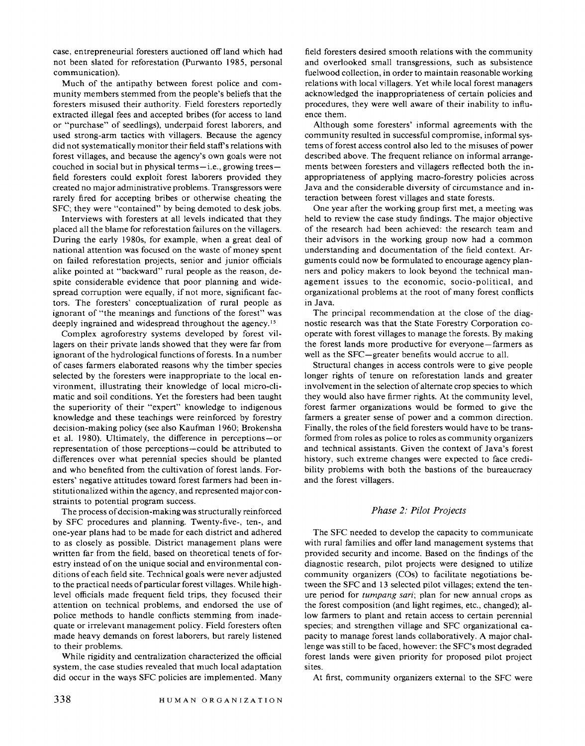case, entrepreneurial foresters auctioned off land which had not been slated for reforestation (Purwanto 1985, personal communication).

Much of the antipathy between forest police and community members stemmed from the people's beliefs that the foresters misused their authority. Field foresters reportedly extracted illegal fees and accepted bribes (for access to land or "purchase" of seedlings), underpaid forest laborers, and used strong-arm tactics with villagers. Because the agency did not systematically monitor their field staff's relations with forest villages, and because the agency's own goals were not couched in social but in physical terms—i.e., growing trees—field foresters could exploit forest laborers provided they created no major administrative problems. Transgressors were rarely fired for accepting bribes or otherwise cheating the SFC; they were "contained" by being demoted to desk jobs.

Interviews with foresters at all levels indicated that they placed all the blame for reforestation failures on the villagers. During the early 1980s, for example, when a great deal of national attention was focused on the waste of money spent on failed reforestation projects, senior and junior officials alike pointed at "backward" rural people as the reason, despite considerable evidence that poor planning and widespread corruption were equally, if not more, significant factors. The foresters' conceptualization of rural people as ignorant of "the meanings and functions of the forest" was deeply ingrained and widespread throughout the agency.[15]

Complex agroforestry systems developed by forest villagers on their private lands showed that they were far from ignorant of the hydrological functions of forests. In a number of cases farmers elaborated reasons why the timber species selected by the foresters were inappropriate to the local environment, illustrating their knowledge of local micro-climatic and soil conditions. Yet the foresters had been taught the superiority of their "expert" knowledge to indigenous knowledge and these teachings were reinforced by forestry decision-making policy (see also Kaufman 1960; Brokensha et al. 1980). Ultimately, the difference in perceptions—or representation of those perceptions—could be attributed to differences over what perennial species should be planted and who benefited from the cultivation of forest lands. Foresters' negative attitudes toward forest farmers had been institutionalized within the agency, and represented major constraints to potential program success.

The process of decision-making was structurally reinforced by SFC procedures and planning. Twenty-five-, ten-, and one-year plans had to be made for each district and adhered to as closely as possible. District management plans were written far from the field, based on theoretical tenets of forestry instead of on the unique social and environmental conditions of each field site. Technical goals were never adjusted to the practical needs of particular forest villages. While high-level officials made frequent field trips, they focused their attention on technical problems, and endorsed the use of police methods to handle conflicts stemming from inadequate or irrelevant management policy. Field foresters often made heavy demands on forest laborers, but rarely listened to their problems.

While rigidity and centralization characterized the official system, the case studies revealed that much local adaptation did occur in the ways SFC policies are implemented. Many field foresters desired smooth relations with the community and overlooked small transgressions, such as subsistence fuelwood collection, in order to maintain reasonable working relations with local villagers. Yet while local forest managers acknowledged the inappropriateness of certain policies and procedures, they were well aware of their inability to influence them.

Although some foresters' informal agreements with the community resulted in successful compromise, informal systems of forest access control also led to the misuses of power described above. The frequent reliance on informal arrangements between foresters and villagers reflected both the inappropriateness of applying macro-forestry policies across Java and the considerable diversity of circumstance and interaction between forest villages and state forests.

One year after the working group first met, a meeting was held to review the case study findings. The major objective of the research had been achieved: the research team and their advisors in the working group now had a common understanding and documentation of the field context. Arguments could now be formulated to encourage agency planners and policy makers to look beyond the technical management issues to the economic, socio-political, and organizational problems at the root of many forest conflicts in Java.

The principal recommendation at the close of the diagnostic research was that the State Forestry Corporation cooperate with forest villages to manage the forests. By making the forest lands more productive for everyone—farmers as well as the SFC—greater benefits would accrue to all.

Structural changes in access controls were to give people longer rights of tenure on reforestation lands and greater involvement in the selection of alternate crop species to which they would also have firmer rights. At the community level, forest farmer organizations would be formed to give the farmers a greater sense of power and a common direction. Finally, the roles of the field foresters would have to be transformed from roles as police to roles as community organizers and technical assistants. Given the context of Java's forest history, such extreme changes were expected to face credibility problems with both the bastions of the bureaucracy and the forest villagers.

### *Phase 2: Pilot Projects*

The SFC needed to develop the capacity to communicate with rural families and offer land management systems that provided security and income. Based on the findings of the diagnostic research, pilot projects were designed to utilize community organizers (COs) to facilitate negotiations between the SFC and 13 selected pilot villages; extend the tenure period for *tumpang sari*; plan for new annual crops as the forest composition (and light regimes, etc., changed); allow farmers to plant and retain access to certain perennial species; and strengthen village and SFC organizational capacity to manage forest lands collaboratively. A major challenge was still to be faced, however: the SFC's most degraded forest lands were given priority for proposed pilot project sites.

At first, community organizers external to the SFC were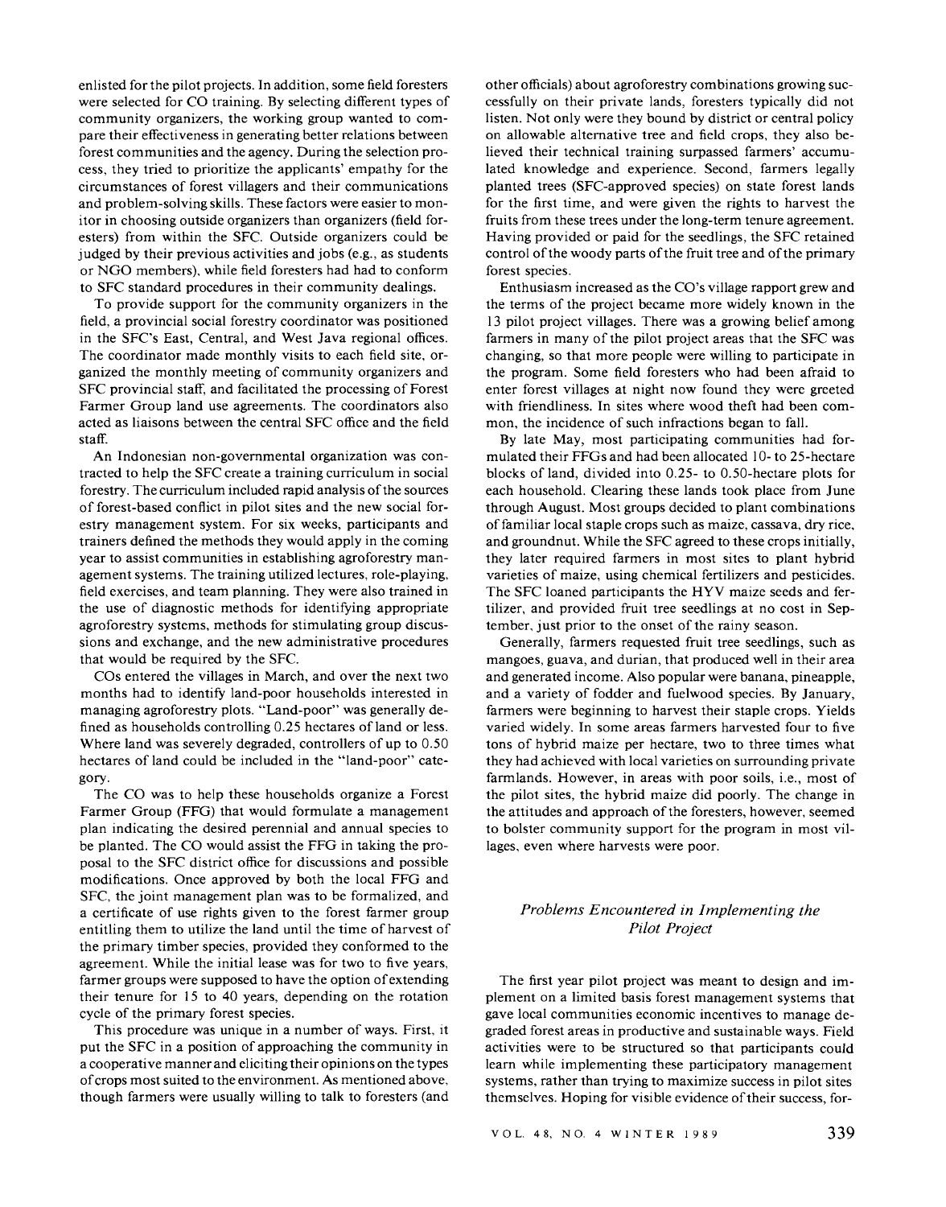enlisted for the pilot projects. In addition, some field foresters were selected for CO training. By selecting different types of community organizers, the working group wanted to compare their effectiveness in generating better relations between forest communities and the agency. During the selection process, they tried to prioritize the applicants' empathy for the circumstances of forest villagers and their communications and problem-solving skills. These factors were easier to monitor in choosing outside organizers than organizers (field foresters) from within the SFC. Outside organizers could be judged by their previous activities and jobs (e.g., as students or NGO members), while field foresters had had to conform to SFC standard procedures in their community dealings.

To provide support for the community organizers in the field, a provincial social forestry coordinator was positioned in the SFC's East, Central, and West Java regional offices. The coordinator made monthly visits to each field site, organized the monthly meeting of community organizers and SFC provincial staff, and facilitated the processing of Forest Farmer Group land use agreements. The coordinators also acted as liaisons between the central SFC office and the field staff.

An Indonesian non-governmental organization was contracted to help the SFC create a training curriculum in social forestry. The curriculum included rapid analysis of the sources of forest-based conflict in pilot sites and the new social forestry management system. For six weeks, participants and trainers defined the methods they would apply in the coming year to assist communities in establishing agroforestry management systems. The training utilized lectures, role-playing, field exercises, and team planning. They were also trained in the use of diagnostic methods for identifying appropriate agroforestry systems, methods for stimulating group discussions and exchange, and the new administrative procedures that would be required by the SFC.

COs entered the villages in March, and over the next two months had to identify land-poor households interested in managing agroforestry plots. "Land-poor" was generally defined as households controlling 0.25 hectares of land or less. Where land was severely degraded, controllers of up to 0.50 hectares of land could be included in the "land-poor" category.

The CO was to help these households organize a Forest Farmer Group (FFG) that would formulate a management plan indicating the desired perennial and annual species to be planted. The CO would assist the FFG in taking the proposal to the SFC district office for discussions and possible modifications. Once approved by both the local FFG and SFC, the joint management plan was to be formalized, and a certificate of use rights given to the forest farmer group entitling them to utilize the land until the time of harvest of the primary timber species, provided they conformed to the agreement. While the initial lease was for two to five years, farmer groups were supposed to have the option of extending their tenure for 15 to 40 years, depending on the rotation cycle of the primary forest species.

This procedure was unique in a number of ways. First, it put the SFC in a position of approaching the community in a cooperative manner and eliciting their opinions on the types of crops most suited to the environment. As mentioned above, though farmers were usually willing to talk to foresters (and other officials) about agroforestry combinations growing successfully on their private lands, foresters typically did not listen. Not only were they bound by district or central policy on allowable alternative tree and field crops, they also believed their technical training surpassed farmers' accumulated knowledge and experience. Second, farmers legally planted trees (SFC-approved species) on state forest lands for the first time, and were given the rights to harvest the fruits from these trees under the long-term tenure agreement. Having provided or paid for the seedlings, the SFC retained control of the woody parts of the fruit tree and of the primary forest species.

Enthusiasm increased as the CO's village rapport grew and the terms of the project became more widely known in the 13 pilot project villages. There was a growing belief among farmers in many of the pilot project areas that the SFC was changing, so that more people were willing to participate in the program. Some field foresters who had been afraid to enter forest villages at night now found they were greeted with friendliness. In sites where wood theft had been common, the incidence of such infractions began to fall.

By late May, most participating communities had formulated their FFGs and had been allocated 10- to 25-hectare blocks of land, divided into 0.25- to 0.50-hectare plots for each household. Clearing these lands took place from June through August. Most groups decided to plant combinations of familiar local staple crops such as maize, cassava, dry rice, and groundnut. While the SFC agreed to these crops initially, they later required farmers in most sites to plant hybrid varieties of maize, using chemical fertilizers and pesticides. The SFC loaned participants the HYV maize seeds and fertilizer, and provided fruit tree seedlings at no cost in September, just prior to the onset of the rainy season.

Generally, farmers requested fruit tree seedlings, such as mangoes, guava, and durian, that produced well in their area and generated income. Also popular were banana, pineapple, and a variety of fodder and fuelwood species. By January, farmers were beginning to harvest their staple crops. Yields varied widely. In some areas farmers harvested four to five tons of hybrid maize per hectare, two to three times what they had achieved with local varieties on surrounding private farmlands. However, in areas with poor soils, i.e., most of the pilot sites, the hybrid maize did poorly. The change in the attitudes and approach of the foresters, however, seemed to bolster community support for the program in most villages, even where harvests were poor.

## *Problems Encountered in Implementing the Pilot Project*

The first year pilot project was meant to design and implement on a limited basis forest management systems that gave local communities economic incentives to manage degraded forest areas in productive and sustainable ways. Field activities were to be structured so that participants could learn while implementing these participatory management systems, rather than trying to maximize success in pilot sites themselves. Hoping for visible evidence of their success, for-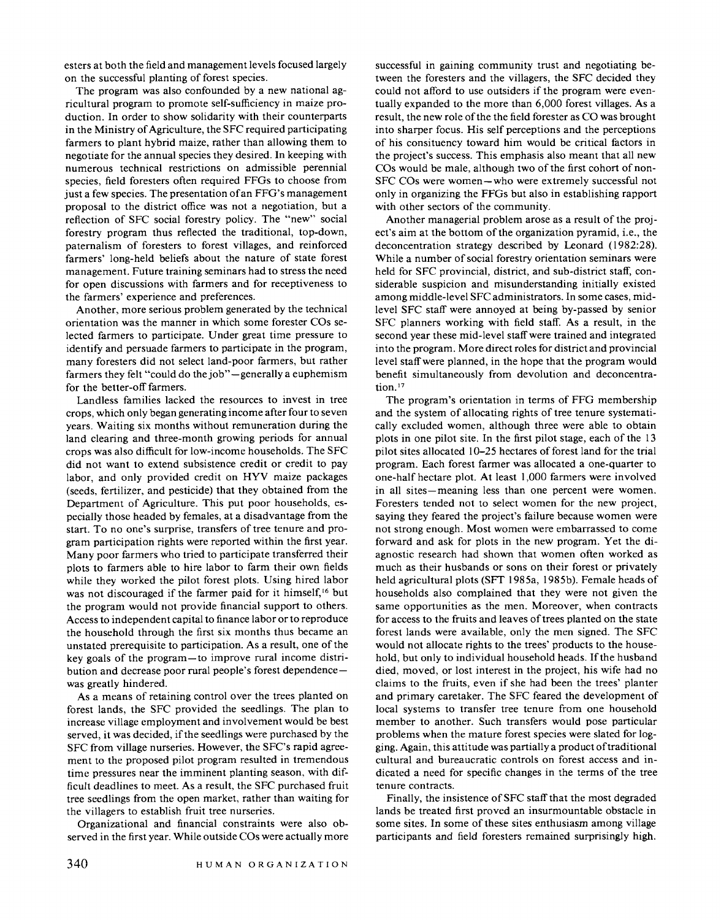esters at both the field and management levels focused largely on the successful planting of forest species.

The program was also confounded by a new national agricultural program to promote self-sufficiency in maize production. In order to show solidarity with their counterparts in the Ministry of Agriculture, the SFC required participating farmers to plant hybrid maize, rather than allowing them to negotiate for the annual species they desired. In keeping with numerous technical restrictions on admissible perennial species, field foresters often required FFGs to choose from just a few species. The presentation of an FFG's management proposal to the district office was not a negotiation, but a reflection of SFC social forestry policy. The "new" social forestry program thus reflected the traditional, top-down, paternalism of foresters to forest villages, and reinforced farmers' long-held beliefs about the nature of state forest management. Future training seminars had to stress the need for open discussions with farmers and for receptiveness to the farmers' experience and preferences.

Another, more serious problem generated by the technical orientation was the manner in which some forester COs selected farmers to participate. Under great time pressure to identify and persuade farmers to participate in the program, many foresters did not select land-poor farmers, but rather farmers they felt "could do the job"—generally a euphemism for the better-off farmers.

Landless families lacked the resources to invest in tree crops, which only began generating income after four to seven years. Waiting six months without remuneration during the land clearing and three-month growing periods for annual crops was also difficult for low-income households. The SFC did not want to extend subsistence credit or credit to pay labor, and only provided credit on HYV maize packages (seeds, fertilizer, and pesticide) that they obtained from the Department of Agriculture. This put poor households, especially those headed by females, at a disadvantage from the start. To no one's surprise, transfers of tree tenure and program participation rights were reported within the first year. Many poor farmers who tried to participate transferred their plots to farmers able to hire labor to farm their own fields while they worked the pilot forest plots. Using hired labor was not discouraged if the farmer paid for it himself,[16] but the program would not provide financial support to others. Access to independent capital to finance labor or to reproduce the household through the first six months thus became an unstated prerequisite to participation. As a result, one of the key goals of the program—to improve rural income distribution and decrease poor rural people's forest dependence—was greatly hindered.

As a means of retaining control over the trees planted on forest lands, the SFC provided the seedlings. The plan to increase village employment and involvement would be best served, it was decided, if the seedlings were purchased by the SFC from village nurseries. However, the SFC's rapid agreement to the proposed pilot program resulted in tremendous time pressures near the imminent planting season, with difficult deadlines to meet. As a result, the SFC purchased fruit tree seedlings from the open market, rather than waiting for the villagers to establish fruit tree nurseries.

Organizational and financial constraints were also observed in the first year. While outside COs were actually more successful in gaining community trust and negotiating between the foresters and the villagers, the SFC decided they could not afford to use outsiders if the program were eventually expanded to the more than 6,000 forest villages. As a result, the new role of the the field forester as CO was brought into sharper focus. His self perceptions and the perceptions of his consituency toward him would be critical factors in the project's success. This emphasis also meant that all new COs would be male, although two of the first cohort of non-SFC COs were women—who were extremely successful not only in organizing the FFGs but also in establishing rapport with other sectors of the community.

Another managerial problem arose as a result of the project's aim at the bottom of the organization pyramid, i.e., the deconcentration strategy described by Leonard (1982:28). While a number of social forestry orientation seminars were held for SFC provincial, district, and sub-district staff, considerable suspicion and misunderstanding initially existed among middle-level SFC administrators. In some cases, mid-level SFC staff were annoyed at being by-passed by senior SFC planners working with field staff. As a result, in the second year these mid-level staff were trained and integrated into the program. More direct roles for district and provincial level staff were planned, in the hope that the program would benefit simultaneously from devolution and deconcentration.[17]

The program's orientation in terms of FFG membership and the system of allocating rights of tree tenure systematically excluded women, although three were able to obtain plots in one pilot site. In the first pilot stage, each of the 13 pilot sites allocated 10–25 hectares of forest land for the trial program. Each forest farmer was allocated a one-quarter to one-half hectare plot. At least 1,000 farmers were involved in all sites—meaning less than one percent were women. Foresters tended not to select women for the new project, saying they feared the project's failure because women were not strong enough. Most women were embarrassed to come forward and ask for plots in the new program. Yet the diagnostic research had shown that women often worked as much as their husbands or sons on their forest or privately held agricultural plots (SFT 1985a, 1985b). Female heads of households also complained that they were not given the same opportunities as the men. Moreover, when contracts for access to the fruits and leaves of trees planted on the state forest lands were available, only the men signed. The SFC would not allocate rights to the trees' products to the household, but only to individual household heads. If the husband died, moved, or lost interest in the project, his wife had no claims to the fruits, even if she had been the trees' planter and primary caretaker. The SFC feared the development of local systems to transfer tree tenure from one household member to another. Such transfers would pose particular problems when the mature forest species were slated for logging. Again, this attitude was partially a product of traditional cultural and bureaucratic controls on forest access and indicated a need for specific changes in the terms of the tree tenure contracts.

Finally, the insistence of SFC staff that the most degraded lands be treated first proved an insurmountable obstacle in some sites. In some of these sites enthusiasm among village participants and field foresters remained surprisingly high.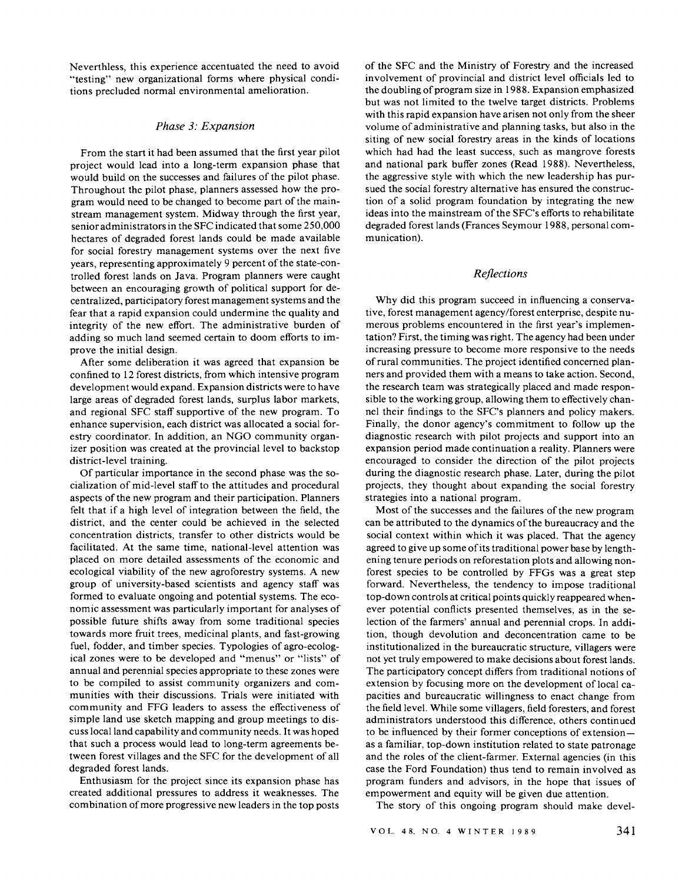Neverthless, this experience accentuated the need to avoid "testing" new organizational forms where physical conditions precluded normal environmental amelioration.

### *Phase 3: Expansion*

From the start it had been assumed that the first year pilot project would lead into a long-term expansion phase that would build on the successes and failures of the pilot phase. Throughout the pilot phase, planners assessed how the program would need to be changed to become part of the mainstream management system. Midway through the first year, senior administrators in the SFC indicated that some 250,000 hectares of degraded forest lands could be made available for social forestry management systems over the next five years, representing approximately 9 percent of the state-controlled forest lands on Java. Program planners were caught between an encouraging growth of political support for decentralized, participatory forest management systems and the fear that a rapid expansion could undermine the quality and integrity of the new effort. The administrative burden of adding so much land seemed certain to doom efforts to improve the initial design.

After some deliberation it was agreed that expansion be confined to 12 forest districts, from which intensive program development would expand. Expansion districts were to have large areas of degraded forest lands, surplus labor markets, and regional SFC staff supportive of the new program. To enhance supervision, each district was allocated a social forestry coordinator. In addition, an NGO community organizer position was created at the provincial level to backstop district-level training.

Of particular importance in the second phase was the socialization of mid-level staff to the attitudes and procedural aspects of the new program and their participation. Planners felt that if a high level of integration between the field, the district, and the center could be achieved in the selected concentration districts, transfer to other districts would be facilitated. At the same time, national-level attention was placed on more detailed assessments of the economic and ecological viability of the new agroforestry systems. A new group of university-based scientists and agency staff was formed to evaluate ongoing and potential systems. The economic assessment was particularly important for analyses of possible future shifts away from some traditional species towards more fruit trees, medicinal plants, and fast-growing fuel, fodder, and timber species. Typologies of agro-ecological zones were to be developed and "menus" or "lists" of annual and perennial species appropriate to these zones were to be compiled to assist community organizers and communities with their discussions. Trials were initiated with community and FFG leaders to assess the effectiveness of simple land use sketch mapping and group meetings to discuss local land capability and community needs. It was hoped that such a process would lead to long-term agreements between forest villages and the SFC for the development of all degraded forest lands.

Enthusiasm for the project since its expansion phase has created additional pressures to address it weaknesses. The combination of more progressive new leaders in the top posts of the SFC and the Ministry of Forestry and the increased involvement of provincial and district level officials led to the doubling of program size in 1988. Expansion emphasized but was not limited to the twelve target districts. Problems with this rapid expansion have arisen not only from the sheer volume of administrative and planning tasks, but also in the siting of new social forestry areas in the kinds of locations which had had the least success, such as mangrove forests and national park buffer zones (Read 1988). Nevertheless, the aggressive style with which the new leadership has pursued the social forestry alternative has ensured the construction of a solid program foundation by integrating the new ideas into the mainstream of the SFC's efforts to rehabilitate degraded forest lands (Frances Seymour 1988, personal communication).

### *Reflections*

Why did this program succeed in influencing a conservative, forest management agency/forest enterprise, despite numerous problems encountered in the first year's implementation? First, the timing was right. The agency had been under increasing pressure to become more responsive to the needs of rural communities. The project identified concerned planners and provided them with a means to take action. Second, the research team was strategically placed and made responsible to the working group, allowing them to effectively channel their findings to the SFC's planners and policy makers. Finally, the donor agency's commitment to follow up the diagnostic research with pilot projects and support into an expansion period made continuation a reality. Planners were encouraged to consider the direction of the pilot projects during the diagnostic research phase. Later, during the pilot projects, they thought about expanding the social forestry strategies into a national program.

Most of the successes and the failures of the new program can be attributed to the dynamics of the bureaucracy and the social context within which it was placed. That the agency agreed to give up some of its traditional power base by lengthening tenure periods on reforestation plots and allowing nonforest species to be controlled by FFGs was a great step forward. Nevertheless, the tendency to impose traditional top-down controls at critical points quickly reappeared whenever potential conflicts presented themselves, as in the selection of the farmers' annual and perennial crops. In addition, though devolution and deconcentration came to be institutionalized in the bureaucratic structure, villagers were not yet truly empowered to make decisions about forest lands. The participatory concept differs from traditional notions of extension by focusing more on the development of local capacities and bureaucratic willingness to enact change from the field level. While some villagers, field foresters, and forest administrators understood this difference, others continued to be influenced by their former conceptions of extension—as a familiar, top-down institution related to state patronage and the roles of the client-farmer. External agencies (in this case the Ford Foundation) thus tend to remain involved as program funders and advisors, in the hope that issues of empowerment and equity will be given due attention.

The story of this ongoing program should make devel-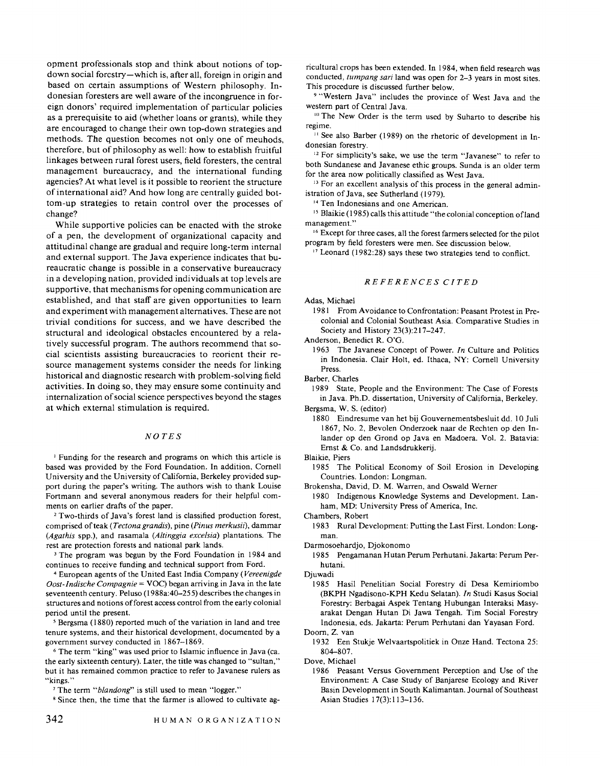opment professionals stop and think about notions of top-down social forestry—which is, after all, foreign in origin and based on certain assumptions of Western philosophy. Indonesian foresters are well aware of the incongruence in foreign donors' required implementation of particular policies as a prerequisite to aid (whether loans or grants), while they are encouraged to change their own top-down strategies and methods. The question becomes not only one of meuhods, therefore, but of philosophy as well: how to establish fruitful linkages between rural forest users, field foresters, the central management bureaucracy, and the international funding agencies? At what level is it possible to reorient the structure of international aid? And how long are centrally guided bottom-up strategies to retain control over the processes of change?

While supportive policies can be enacted with the stroke of a pen, the development of organizational capacity and attitudinal change are gradual and require long-term internal and external support. The Java experience indicates that bureaucratic change is possible in a conservative bureaucracy in a developing nation, provided individuals at top levels are supportive, that mechanisms for opening communication are established, and that staff are given opportunities to learn and experiment with management alternatives. These are not trivial conditions for success, and we have described the structural and ideological obstacles encountered by a relatively successful program. The authors recommend that social scientists assisting bureaucracies to reorient their resource management systems consider the needs for linking historical and diagnostic research with problem-solving field activities. In doing so, they may ensure some continuity and internalization of social science perspectives beyond the stages at which external stimulation is required.

## NOTES

[1] Funding for the research and programs on which this article is based was provided by the Ford Foundation. In addition, Cornell University and the University of California, Berkeley provided support during the paper's writing. The authors wish to thank Louise Fortmann and several anonymous readers for their helpful comments on earlier drafts of the paper.

[2] Two-thirds of Java's forest land is classified production forest, comprised of teak (*Tectona grandis*), pine (*Pinus merkusii*), dammar (*Agathis* spp.), and rasamala (*Altinggia excelsia*) plantations. The rest are protection forests and national park lands.

[3] The program was begun by the Ford Foundation in 1984 and continues to receive funding and technical support from Ford.

[4] European agents of the United East India Company (*Vereenigde Oost-Indische Compagnie* = VOC) began arriving in Java in the late seventeenth century. Peluso (1988a:40–255) describes the changes in structures and notions of forest access control from the early colonial period until the present.

[5] Bergsma (1880) reported much of the variation in land and tree tenure systems, and their historical development, documented by a government survey conducted in 1867–1869.

[6] The term "king" was used prior to Islamic influence in Java (ca. the early sixteenth century). Later, the title was changed to "sultan," but it has remained common practice to refer to Javanese rulers as "kings."

[7] The term "*blandong*" is still used to mean "logger."

[8] Since then, the time that the farmer is allowed to cultivate agricultural crops has been extended. In 1984, when field research was conducted, *tumpang sari* land was open for 2–3 years in most sites. This procedure is discussed further below.

[9] "Western Java" includes the province of West Java and the western part of Central Java.

[10] The New Order is the term used by Suharto to describe his regime.

[11] See also Barber (1989) on the rhetoric of development in Indonesian forestry.

[12] For simplicity's sake, we use the term "Javanese" to refer to both Sundanese and Javanese ethic groups. Sunda is an older term for the area now politically classified as West Java.

[13] For an excellent analysis of this process in the general administration of Java, see Sutherland (1979).

[14] Ten Indonesians and one American.

[15] Blaikie (1985) calls this attitude "the colonial conception of land management."

[16] Except for three cases, all the forest farmers selected for the pilot program by field foresters were men. See discussion below.

[17] Leonard (1982:28) says these two strategies tend to conflict.

## REFERENCES CITED

Adas, Michael
1981 From Avoidance to Confrontation: Peasant Protest in Precolonial and Colonial Southeast Asia. Comparative Studies in Society and History 23(3):217–247.

Anderson, Benedict R. O'G.
1963 The Javanese Concept of Power. *In* Culture and Politics in Indonesia. Clair Holt, ed. Ithaca, NY: Cornell University Press.

Barber, Charles
1989 State, People and the Environment: The Case of Forests in Java. Ph.D. dissertation, University of California, Berkeley.

Bergsma, W. S. (editor)
1880 Eindresume van het bij Gouvernementsbesluit dd. 10 Juli 1867, No. 2, Bevolen Onderzoek naar de Rechten op den Inlander op den Grond op Java en Madoera. Vol. 2. Batavia: Ernst & Co. and Landsdrukkerij.

Blaikie, Piers
1985 The Political Economy of Soil Erosion in Developing Countries. London: Longman.

Brokensha, David, D. M. Warren, and Oswald Werner
1980 Indigenous Knowledge Systems and Development. Lanham, MD: University Press of America, Inc.

Chambers, Robert
1983 Rural Development: Putting the Last First. London: Longman.

Darmosoehardjo, Djokonomo
1985 Pengamanan Hutan Perum Perhutani. Jakarta: Perum Perhutani.

Djuwadi
1985 Hasil Penelitian Social Forestry di Desa Kemiriombo (BKPH Ngadisono-KPH Kedu Selatan). *In* Studi Kasus Social Forestry: Berbagai Aspek Tentang Hubungan Interaksi Masyarakat Dengan Hutan Di Jawa Tengah. Tim Social Forestry Indonesia, eds. Jakarta: Perum Perhutani dan Yayasan Ford.

Doorn, Z. van
1932 Een Stukje Welvaartspolitiek in Onze Hand. Tectona 25: 804–807.

Dove, Michael
1986 Peasant Versus Government Perception and Use of the Environment: A Case Study of Banjarese Ecology and River Basin Development in South Kalimantan. Journal of Southeast Asian Studies 17(3):113–136.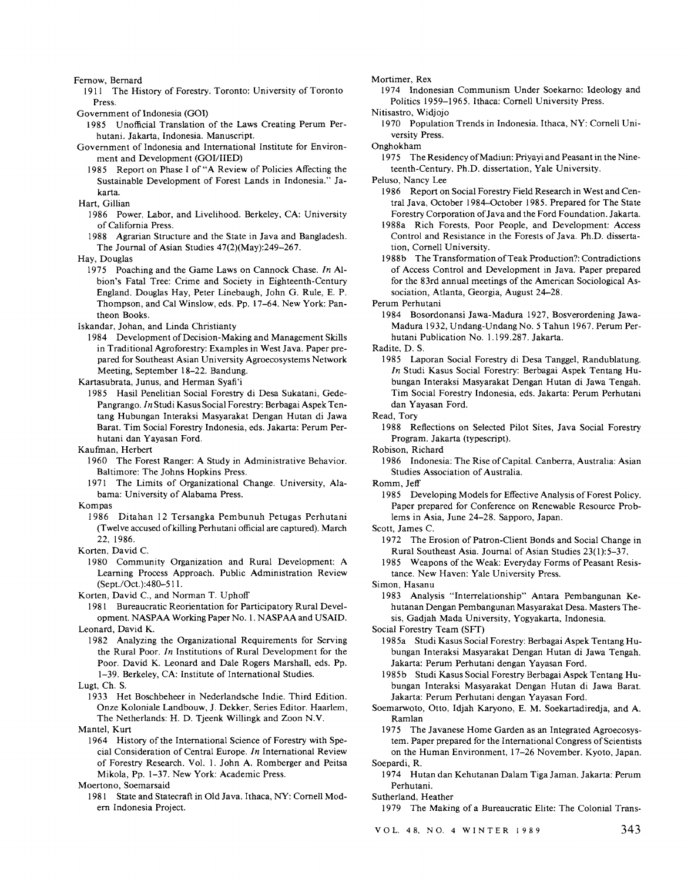Fernow, Bernard

1911 The History of Forestry. Toronto: University of Toronto Press.

Government of Indonesia (GOI)

1985 Unofficial Translation of the Laws Creating Perum Perhutani. Jakarta, Indonesia. Manuscript.

Government of Indonesia and International Institute for Environment and Development (GOI/IIED)

1985 Report on Phase I of "A Review of Policies Affecting the Sustainable Development of Forest Lands in Indonesia." Jakarta.

Hart, Gillian

1986 Power, Labor, and Livelihood. Berkeley, CA: University of California Press.

1988 Agrarian Structure and the State in Java and Bangladesh. The Journal of Asian Studies 47(2)(May):249–267.

Hay, Douglas

1975 Poaching and the Game Laws on Cannock Chase. *In* Albion's Fatal Tree: Crime and Society in Eighteenth-Century England. Douglas Hay, Peter Linebaugh, John G. Rule, E. P. Thompson, and Cal Winslow, eds. Pp. 17–64. New York: Pantheon Books.

Iskandar, Johan, and Linda Christianty

1984 Development of Decision-Making and Management Skills in Traditional Agroforestry: Examples in West Java. Paper prepared for Southeast Asian University Agroecosystems Network Meeting, September 18–22. Bandung.

Kartasubrata, Junus, and Herman Syafi'i

1985 Hasil Penelitian Social Forestry di Desa Sukatani, Gede-Pangrango. *In* Studi Kasus Social Forestry: Berbagai Aspek Tentang Hubungan Interaksi Masyarakat Dengan Hutan di Jawa Barat. Tim Social Forestry Indonesia, eds. Jakarta: Perum Perhutani dan Yayasan Ford.

Kaufman, Herbert

1960 The Forest Ranger: A Study in Administrative Behavior. Baltimore: The Johns Hopkins Press.

1971 The Limits of Organizational Change. University, Alabama: University of Alabama Press.

Kompas

1986 Ditahan 12 Tersangka Pembunuh Petugas Perhutani (Twelve accused of killing Perhutani official are captured). March 22, 1986.

Korten, David C.

1980 Community Organization and Rural Development: A Learning Process Approach. Public Administration Review (Sept./Oct.):480–511.

Korten, David C., and Norman T. Uphoff

1981 Bureaucratic Reorientation for Participatory Rural Development. NASPAA Working Paper No. 1. NASPAA and USAID.

Leonard, David K.

1982 Analyzing the Organizational Requirements for Serving the Rural Poor. *In* Institutions of Rural Development for the Poor. David K. Leonard and Dale Rogers Marshall, eds. Pp. 1–39. Berkeley, CA: Institute of International Studies.

Lugt, Ch. S.

1933 Het Boschbeheer in Nederlandsche Indie. Third Edition. Onze Koloniale Landbouw, J. Dekker, Series Editor. Haarlem, The Netherlands: H. D. Tjeenk Willingk and Zoon N.V.

Mantel, Kurt

1964 History of the International Science of Forestry with Special Consideration of Central Europe. *In* International Review of Forestry Research. Vol. 1. John A. Romberger and Peitsa Mikola, Pp. 1–37. New York: Academic Press.

Moertono, Soemarsaid

1981 State and Statecraft in Old Java. Ithaca, NY: Cornell Modern Indonesia Project.

Mortimer, Rex

1974 Indonesian Communism Under Soekarno: Ideology and Politics 1959–1965. Ithaca: Cornell University Press.

Nitisastro, Widjojo

1970 Population Trends in Indonesia. Ithaca, NY: Cornell University Press.

Onghokham

1975 The Residency of Madiun: Priyayi and Peasant in the Nineteenth-Century. Ph.D. dissertation, Yale University.

Peluso, Nancy Lee

1986 Report on Social Forestry Field Research in West and Central Java, October 1984–October 1985. Prepared for The State Forestry Corporation of Java and the Ford Foundation. Jakarta.

1988a Rich Forests, Poor People, and Development: Access Control and Resistance in the Forests of Java. Ph.D. dissertation, Cornell University.

1988b The Transformation of Teak Production?: Contradictions of Access Control and Development in Java. Paper prepared for the 83rd annual meetings of the American Sociological Association, Atlanta, Georgia, August 24–28.

Perum Perhutani

1984 Bosordonansi Jawa-Madura 1927, Bosverordening Jawa-Madura 1932, Undang-Undang No. 5 Tahun 1967. Perum Perhutani Publication No. 1.199.287. Jakarta.

Radite, D. S.

1985 Laporan Social Forestry di Desa Tanggel, Randublatung. *In* Studi Kasus Social Forestry: Berbagai Aspek Tentang Hubungan Interaksi Masyarakat Dengan Hutan di Jawa Tengah. Tim Social Forestry Indonesia, eds. Jakarta: Perum Perhutani dan Yayasan Ford.

Read, Tory

1988 Reflections on Selected Pilot Sites, Java Social Forestry Program. Jakarta (typescript).

Robison, Richard

1986 Indonesia: The Rise of Capital. Canberra, Australia: Asian Studies Association of Australia.

Romm, Jeff

1985 Developing Models for Effective Analysis of Forest Policy. Paper prepared for Conference on Renewable Resource Problems in Asia, June 24–28. Sapporo, Japan.

Scott, James C.

1972 The Erosion of Patron-Client Bonds and Social Change in Rural Southeast Asia. Journal of Asian Studies 23(1):5–37.

1985 Weapons of the Weak: Everyday Forms of Peasant Resistance. New Haven: Yale University Press.

Simon, Hasanu

1983 Analysis "Interrelationship" Antara Pembangunan Kehutanan Dengan Pembangunan Masyarakat Desa. Masters Thesis, Gadjah Mada University, Yogyakarta, Indonesia.

Social Forestry Team (SFT)

1985a Studi Kasus Social Forestry: Berbagai Aspek Tentang Hubungan Interaksi Masyarakat Dengan Hutan di Jawa Tengah. Jakarta: Perum Perhutani dengan Yayasan Ford.

1985b Studi Kasus Social Forestry Berbagai Aspek Tentang Hubungan Interaksi Masyarakat Dengan Hutan di Jawa Barat. Jakarta: Perum Perhutani dengan Yayasan Ford.

Soemarwoto, Otto, Idjah Karyono, E. M. Soekartadiredja, and A. Ramlan

1975 The Javanese Home Garden as an Integrated Agroecosystem. Paper prepared for the International Congress of Scientists on the Human Environment, 17–26 November. Kyoto, Japan.

Soepardi, R.

1974 Hutan dan Kehutanan Dalam Tiga Jaman. Jakarta: Perum Perhutani.

Sutherland, Heather

1979 The Making of a Bureaucratic Elite: The Colonial Trans-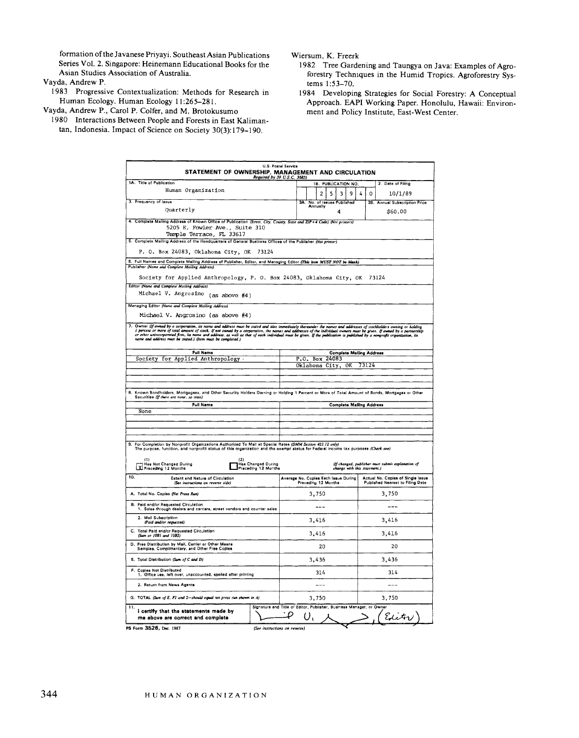formation of the Javanese Priyayi. Southeast Asian Publications Series Vol. 2. Singapore: Heinemann Educational Books for the Asian Studies Association of Australia.

Vayda, Andrew P.
1983 Progressive Contextualization: Methods for Research in Human Ecology. Human Ecology 11:265–281.

Vayda, Andrew P., Carol P. Colfer, and M. Brotokusumo
1980 Interactions Between People and Forests in East Kalimantan, Indonesia. Impact of Science on Society 30(3):179–190.

Wiersum, K. Freerk
1982 Tree Gardening and Taungya on Java: Examples of Agroforestry Techniques in the Humid Tropics. Agroforestry Systems 1:53–70.
1984 Developing Strategies for Social Forestry: A Conceptual Approach. EAPI Working Paper. Honolulu, Hawaii: Environment and Policy Institute, East-West Center.

U.S. Postal Service

**STATEMENT OF OWNERSHIP, MANAGEMENT AND CIRCULATION**

*Required by 39 U.S.C. 3685*

1A. Title of Publication: Human Organization

1B. Publication No.: 2 5 3 9 4 0

2. Date of Filing: 10/1/89

3. Frequency of Issue: Quarterly

3A. No. of Issues Published Annually: 4

3B. Annual Subscription Price: $60.00

4. Complete Mailing Address of Known Office of Publication (Street, City, County, State and ZIP+4 Code) (Not printers): 5205 E. Fowler Ave., Suite 310, Temple Terrace, FL 33617

5. Complete Mailing Address of the Headquarters of General Business Offices of the Publisher (Not printer): P. O. Box 24083, Oklahoma City, OK 73124

6. Full Names and Complete Mailing Address of Publisher, Editor, and Managing Editor (This item MUST NOT be blank)

Publisher (Name and Complete Mailing Address): Society for Applied Anthropology, P. O. Box 24083, Oklahoma City, OK 73124

Editor (Name and Complete Mailing Address): Michael V. Angrosino (as above #4)

Managing Editor (Name and Complete Mailing Address): Michael V. Angrosino (as above #4)

7. Owner (If owned by a corporation, its name and address must be stated and also immediately thereunder the names and addresses of stockholders owning or holding 1 percent or more of total amount of stock. If not owned by a corporation, the names and addresses of the individual owners must be given. If owned by a partnership or other unincorporated firm, its name and address, as well as that of each individual must be given. If the publication is published by a nonprofit organization, its name and address must be stated.) (Item must be completed.)

| Full Name | Complete Mailing Address |
|---|---|
| Society for Applied Anthropology | P.O. Box 24083 Oklahoma City, OK 73124 |

8. Known Bondholders, Mortgagees, and Other Security Holders Owning or Holding 1 Percent or More of Total Amount of Bonds, Mortgages or Other Securities (If there are none, so state)

| Full Name | Complete Mailing Address |
|---|---|
| None | |

9. For Completion by Nonprofit Organizations Authorized To Mail at Special Rates (DMM Section 423.12 only)
The purpose, function, and nonprofit status of this organization and the exempt status for Federal income tax purposes (Check one)

(1) [X] Has Not Changed During Preceding 12 Months  (2) [ ] Has Changed During Preceding 12 Months  (If changed, publisher must submit explanation of change with this statement.)

| 10. Extent and Nature of Circulation (See instructions on reverse side) | Average No. Copies Each Issue During Preceding 12 Months | Actual No. Copies of Single Issue Published Nearest to Filing Date |
|---|---|---|
| A. Total No. Copies (Net Press Run) | 3,750 | 3,750 |
| B. Paid and/or Requested Circulation 1. Sales through dealers and carriers, street vendors and counter sales | --- | --- |
| 2. Mail Subscription (Paid and/or requested) | 3,416 | 3,416 |
| C. Total Paid and/or Requested Circulation (Sum or 10B1 and 10B2) | 3,416 | 3,416 |
| D. Free Distribution by Mail, Carrier or Other Means Samples, Complimentary, and Other Free Copies | 20 | 20 |
| E. Total Distribution (Sum of C and D) | 3,436 | 3,436 |
| F. Copies Not Distributed 1. Office use, left over, unaccounted, spoiled after printing | 314 | 314 |
| 2. Return from News Agents | --- | --- |
| G. TOTAL (Sum of E, F1 and 2—should equal net press run shown in A) | 3,750 | 3,750 |

11. I certify that the statements made by me above are correct and complete

Signature and Title of Editor, Publisher, Business Manager, or Owner: [signature], (Editor)

PS Form 3526, Dec. 1987 (See instructions on reverse)